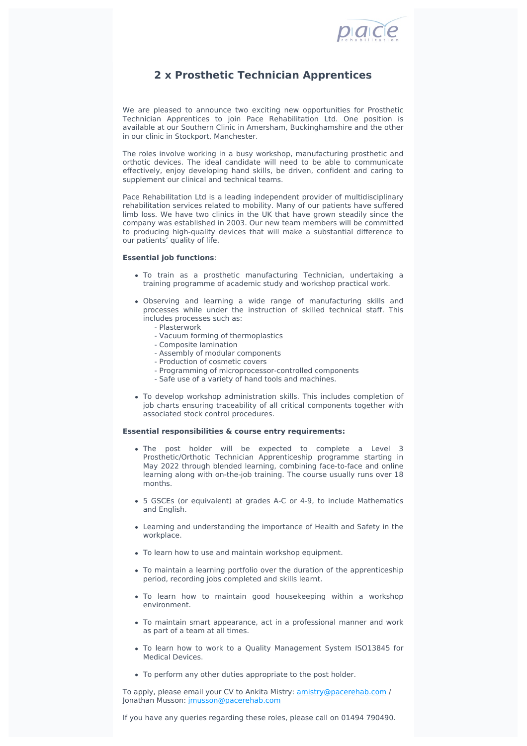# 2 x Prosthetic Technician Apprentices

We are pleased to announce two exciting new opportunities for Prosthetic Technician Apprentices to join Pace Rehabilitation Ltd. One position is available at our Southern Clinic in Amersham, Buckinghamshire and the other in our clinic in Stockport, Manchester.

The roles involve working in a busy workshop, manufacturing prosthetic and orthotic devices. The ideal candidate will need to be able to communicate effectively, enjoy developing hand skills, be driven, confident and caring to supplement our clinical and technical teams.

Pace Rehabilitation Ltd is a leading independent provider of multidisciplinary rehabilitation services related to mobility. Many of our patients have suffered limb loss. We have two clinics in the UK that have grown steadily since the company was established in 2003. Our new team members will be committed to producing high-quality devices that will make a substantial difference to our patients' quality of life.

**Essential job functions**:

- To train as a prosthetic manufacturing Technician, undertaking a training programme of academic study and workshop practical work.
- Observing and learning a wide range of manufacturing skills and processes while under the instruction of skilled technical staff. This includes processes such as:
  - Plasterwork
  - Vacuum forming of thermoplastics
  - Composite lamination
  - Assembly of modular components
  - Production of cosmetic covers
  - Programming of microprocessor-controlled components
  - Safe use of a variety of hand tools and machines.
- To develop workshop administration skills. This includes completion of job charts ensuring traceability of all critical components together with associated stock control procedures.

**Essential responsibilities & course entry requirements:**

- The post holder will be expected to complete a Level 3 Prosthetic/Orthotic Technician Apprenticeship programme starting in May 2022 through blended learning, combining face-to-face and online learning along with on-the-job training. The course usually runs over 18 months.
- 5 GSCEs (or equivalent) at grades A-C or 4-9, to include Mathematics and English.
- Learning and understanding the importance of Health and Safety in the workplace.
- To learn how to use and maintain workshop equipment.
- To maintain a learning portfolio over the duration of the apprenticeship period, recording jobs completed and skills learnt.
- To learn how to maintain good housekeeping within a workshop environment.
- To maintain smart appearance, act in a professional manner and work as part of a team at all times.
- To learn how to work to a Quality Management System ISO13845 for Medical Devices.
- To perform any other duties appropriate to the post holder.

To apply, please email your CV to Ankita Mistry: amistry@pacerehab.com / Jonathan Musson: jmusson@pacerehab.com

If you have any queries regarding these roles, please call on 01494 790490.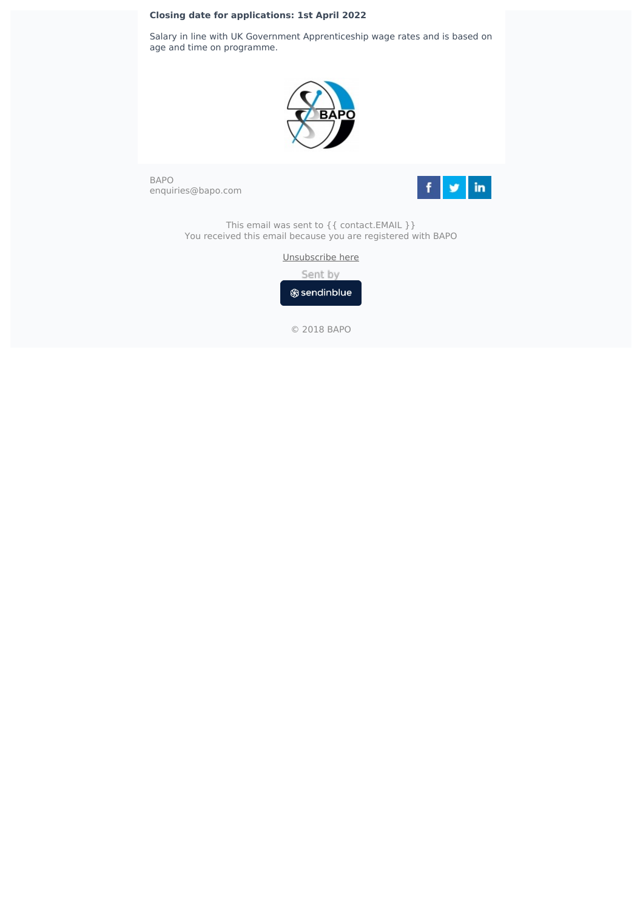**Closing date for applications: 1st April 2022**

Salary in line with UK Government Apprenticeship wage rates and is based on age and time on programme.

BAPO
enquiries@bapo.com

This email was sent to {{ contact.EMAIL }}
You received this email because you are registered with BAPO

Unsubscribe here

Sent by

sendinblue

© 2018 BAPO